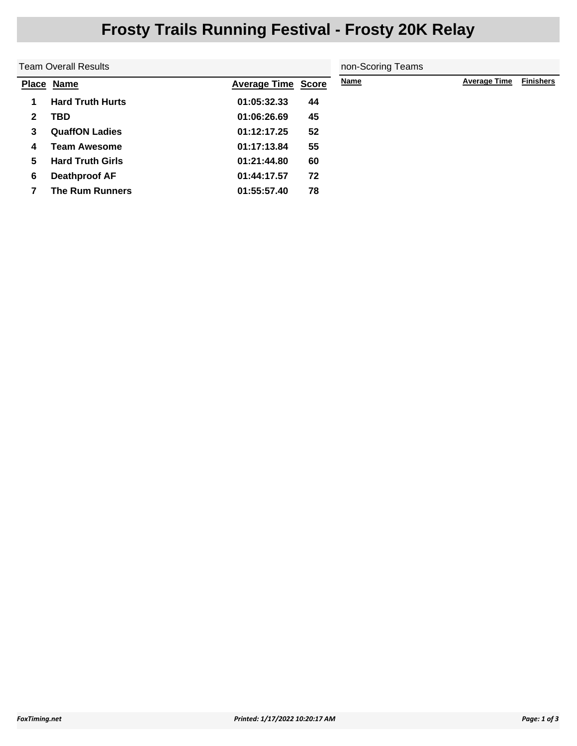# Frosty Trails Running Festival - Frosty 20K Relay

## Team Overall Results

| Place | Name | Average Time | Score |
|---|---|---|---|
| 1 | Hard Truth Hurts | 01:05:32.33 | 44 |
| 2 | TBD | 01:06:26.69 | 45 |
| 3 | QuaffON Ladies | 01:12:17.25 | 52 |
| 4 | Team Awesome | 01:17:13.84 | 55 |
| 5 | Hard Truth Girls | 01:21:44.80 | 60 |
| 6 | Deathproof AF | 01:44:17.57 | 72 |
| 7 | The Rum Runners | 01:55:57.40 | 78 |

## non-Scoring Teams

| Name | Average Time | Finishers |
|---|---|---|

FoxTiming.net

Printed: 1/17/2022 10:20:17 AM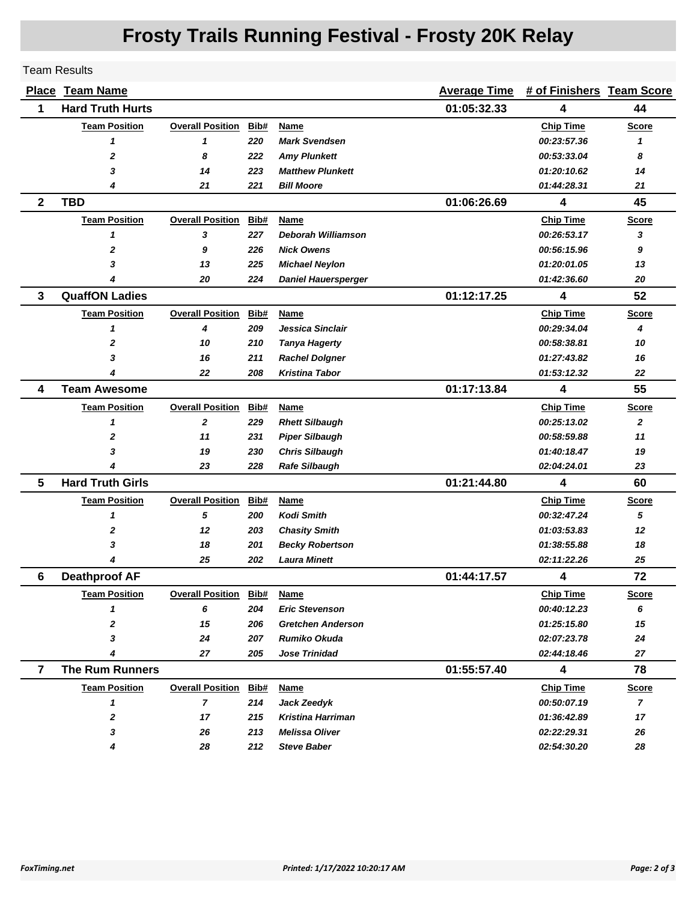# Frosty Trails Running Festival - Frosty 20K Relay

Team Results

| Place | Team Name | | | | Average Time | # of Finishers | Team Score |
|---|---|---|---|---|---|---|---|
| **1** | **Hard Truth Hurts** | | | | **01:05:32.33** | **4** | **44** |
| | **Team Position** | **Overall Position** | **Bib#** | **Name** | | **Chip Time** | **Score** |
| | *1* | *1* | *220* | *Mark Svendsen* | | *00:23:57.36* | *1* |
| | *2* | *8* | *222* | *Amy Plunkett* | | *00:53:33.04* | *8* |
| | *3* | *14* | *223* | *Matthew Plunkett* | | *01:20:10.62* | *14* |
| | *4* | *21* | *221* | *Bill Moore* | | *01:44:28.31* | *21* |
| **2** | **TBD** | | | | **01:06:26.69** | **4** | **45** |
| | **Team Position** | **Overall Position** | **Bib#** | **Name** | | **Chip Time** | **Score** |
| | *1* | *3* | *227* | *Deborah Williamson* | | *00:26:53.17* | *3* |
| | *2* | *9* | *226* | *Nick Owens* | | *00:56:15.96* | *9* |
| | *3* | *13* | *225* | *Michael Neylon* | | *01:20:01.05* | *13* |
| | *4* | *20* | *224* | *Daniel Hauersperger* | | *01:42:36.60* | *20* |
| **3** | **QuaffON Ladies** | | | | **01:12:17.25** | **4** | **52** |
| | **Team Position** | **Overall Position** | **Bib#** | **Name** | | **Chip Time** | **Score** |
| | *1* | *4* | *209* | *Jessica Sinclair* | | *00:29:34.04* | *4* |
| | *2* | *10* | *210* | *Tanya Hagerty* | | *00:58:38.81* | *10* |
| | *3* | *16* | *211* | *Rachel Dolgner* | | *01:27:43.82* | *16* |
| | *4* | *22* | *208* | *Kristina Tabor* | | *01:53:12.32* | *22* |
| **4** | **Team Awesome** | | | | **01:17:13.84** | **4** | **55** |
| | **Team Position** | **Overall Position** | **Bib#** | **Name** | | **Chip Time** | **Score** |
| | *1* | *2* | *229* | *Rhett Silbaugh* | | *00:25:13.02* | *2* |
| | *2* | *11* | *231* | *Piper Silbaugh* | | *00:58:59.88* | *11* |
| | *3* | *19* | *230* | *Chris Silbaugh* | | *01:40:18.47* | *19* |
| | *4* | *23* | *228* | *Rafe Silbaugh* | | *02:04:24.01* | *23* |
| **5** | **Hard Truth Girls** | | | | **01:21:44.80** | **4** | **60** |
| | **Team Position** | **Overall Position** | **Bib#** | **Name** | | **Chip Time** | **Score** |
| | *1* | *5* | *200* | *Kodi Smith* | | *00:32:47.24* | *5* |
| | *2* | *12* | *203* | *Chasity Smith* | | *01:03:53.83* | *12* |
| | *3* | *18* | *201* | *Becky Robertson* | | *01:38:55.88* | *18* |
| | *4* | *25* | *202* | *Laura Minett* | | *02:11:22.26* | *25* |
| **6** | **Deathproof AF** | | | | **01:44:17.57** | **4** | **72** |
| | **Team Position** | **Overall Position** | **Bib#** | **Name** | | **Chip Time** | **Score** |
| | *1* | *6* | *204* | *Eric Stevenson* | | *00:40:12.23* | *6* |
| | *2* | *15* | *206* | *Gretchen Anderson* | | *01:25:15.80* | *15* |
| | *3* | *24* | *207* | *Rumiko Okuda* | | *02:07:23.78* | *24* |
| | *4* | *27* | *205* | *Jose Trinidad* | | *02:44:18.46* | *27* |
| **7** | **The Rum Runners** | | | | **01:55:57.40** | **4** | **78** |
| | **Team Position** | **Overall Position** | **Bib#** | **Name** | | **Chip Time** | **Score** |
| | *1* | *7* | *214* | *Jack Zeedyk* | | *00:50:07.19* | *7* |
| | *2* | *17* | *215* | *Kristina Harriman* | | *01:36:42.89* | *17* |
| | *3* | *26* | *213* | *Melissa Oliver* | | *02:22:29.31* | *26* |
| | *4* | *28* | *212* | *Steve Baber* | | *02:54:30.20* | *28* |

*FoxTiming.net* *Printed: 1/17/2022 10:20:17 AM*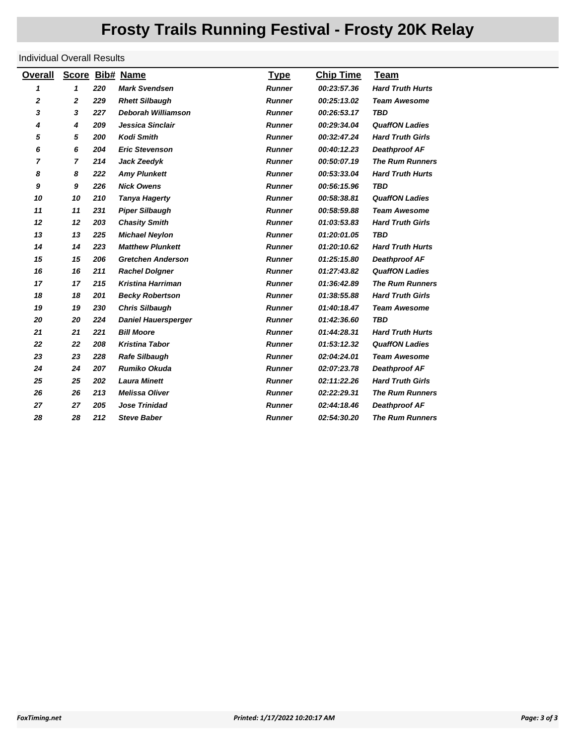# Frosty Trails Running Festival - Frosty 20K Relay

Individual Overall Results

| Overall | Score | Bib# | Name | Type | Chip Time | Team |
|---|---|---|---|---|---|---|
| 1 | 1 | 220 | Mark Svendsen | Runner | 00:23:57.36 | Hard Truth Hurts |
| 2 | 2 | 229 | Rhett Silbaugh | Runner | 00:25:13.02 | Team Awesome |
| 3 | 3 | 227 | Deborah Williamson | Runner | 00:26:53.17 | TBD |
| 4 | 4 | 209 | Jessica Sinclair | Runner | 00:29:34.04 | QuaffON Ladies |
| 5 | 5 | 200 | Kodi Smith | Runner | 00:32:47.24 | Hard Truth Girls |
| 6 | 6 | 204 | Eric Stevenson | Runner | 00:40:12.23 | Deathproof AF |
| 7 | 7 | 214 | Jack Zeedyk | Runner | 00:50:07.19 | The Rum Runners |
| 8 | 8 | 222 | Amy Plunkett | Runner | 00:53:33.04 | Hard Truth Hurts |
| 9 | 9 | 226 | Nick Owens | Runner | 00:56:15.96 | TBD |
| 10 | 10 | 210 | Tanya Hagerty | Runner | 00:58:38.81 | QuaffON Ladies |
| 11 | 11 | 231 | Piper Silbaugh | Runner | 00:58:59.88 | Team Awesome |
| 12 | 12 | 203 | Chasity Smith | Runner | 01:03:53.83 | Hard Truth Girls |
| 13 | 13 | 225 | Michael Neylon | Runner | 01:20:01.05 | TBD |
| 14 | 14 | 223 | Matthew Plunkett | Runner | 01:20:10.62 | Hard Truth Hurts |
| 15 | 15 | 206 | Gretchen Anderson | Runner | 01:25:15.80 | Deathproof AF |
| 16 | 16 | 211 | Rachel Dolgner | Runner | 01:27:43.82 | QuaffON Ladies |
| 17 | 17 | 215 | Kristina Harriman | Runner | 01:36:42.89 | The Rum Runners |
| 18 | 18 | 201 | Becky Robertson | Runner | 01:38:55.88 | Hard Truth Girls |
| 19 | 19 | 230 | Chris Silbaugh | Runner | 01:40:18.47 | Team Awesome |
| 20 | 20 | 224 | Daniel Hauersperger | Runner | 01:42:36.60 | TBD |
| 21 | 21 | 221 | Bill Moore | Runner | 01:44:28.31 | Hard Truth Hurts |
| 22 | 22 | 208 | Kristina Tabor | Runner | 01:53:12.32 | QuaffON Ladies |
| 23 | 23 | 228 | Rafe Silbaugh | Runner | 02:04:24.01 | Team Awesome |
| 24 | 24 | 207 | Rumiko Okuda | Runner | 02:07:23.78 | Deathproof AF |
| 25 | 25 | 202 | Laura Minett | Runner | 02:11:22.26 | Hard Truth Girls |
| 26 | 26 | 213 | Melissa Oliver | Runner | 02:22:29.31 | The Rum Runners |
| 27 | 27 | 205 | Jose Trinidad | Runner | 02:44:18.46 | Deathproof AF |
| 28 | 28 | 212 | Steve Baber | Runner | 02:54:30.20 | The Rum Runners |

FoxTiming.net

Printed: 1/17/2022 10:20:17 AM